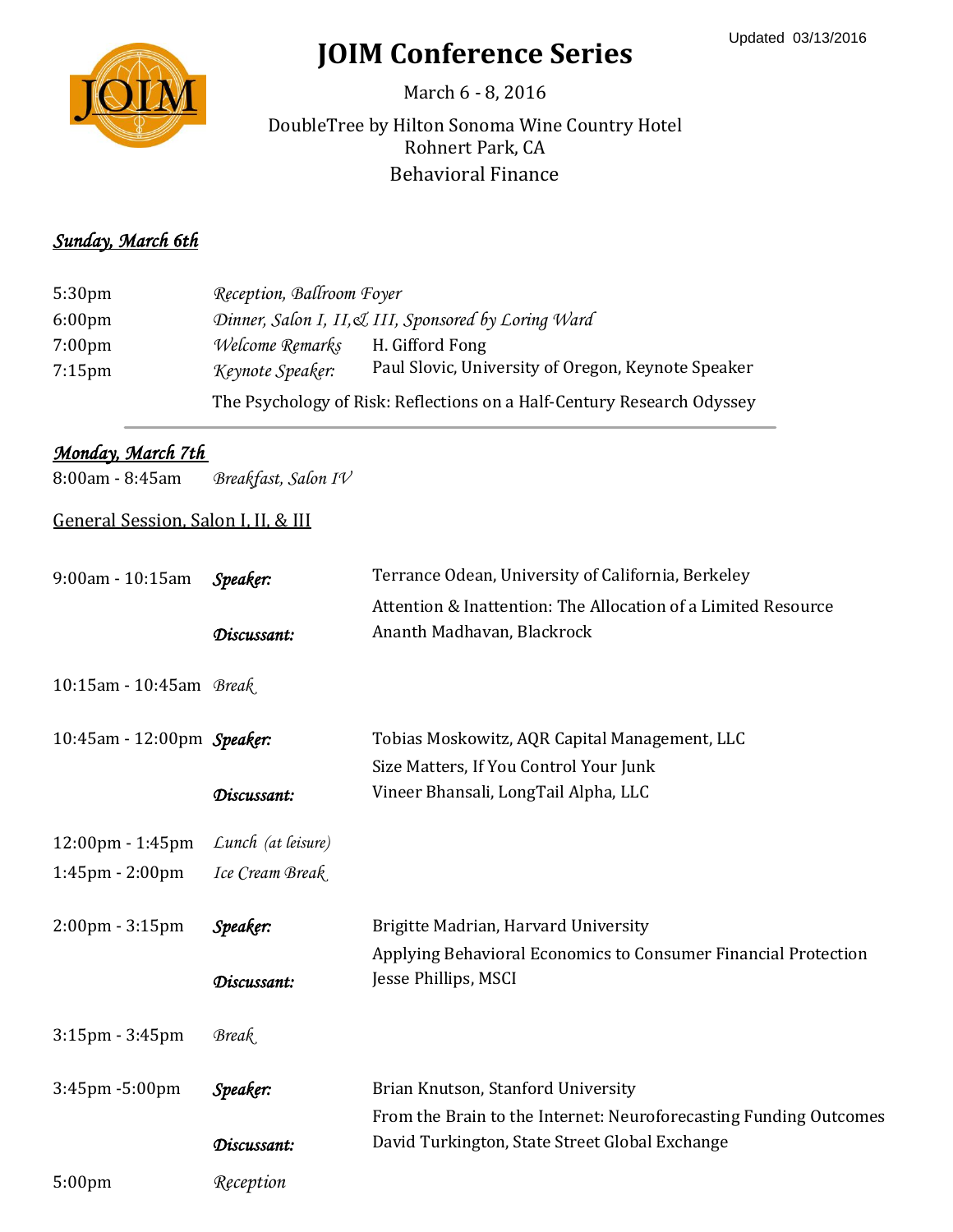Updated 03/13/2016

# JOIM Conference Series

March 6 - 8, 2016

DoubleTree by Hilton Sonoma Wine Country Hotel
Rohnert Park, CA
Behavioral Finance

## *Sunday, March 6th*

| | | |
|---|---|---|
| 5:30pm | *Reception, Ballroom Foyer* | |
| 6:00pm | *Dinner, Salon I, II,& III, Sponsored by Loring Ward* | |
| 7:00pm | *Welcome Remarks* | H. Gifford Fong |
| 7:15pm | *Keynote Speaker:* | Paul Slovic, University of Oregon, Keynote Speaker |
| | | The Psychology of Risk: Reflections on a Half-Century Research Odyssey |

---

## *Monday, March 7th*

8:00am - 8:45am *Breakfast, Salon IV*

General Session, Salon I, II, & III

| | | |
|---|---|---|
| 9:00am - 10:15am | ***Speaker:*** | Terrance Odean, University of California, Berkeley |
| | | Attention & Inattention: The Allocation of a Limited Resource |
| | ***Discussant:*** | Ananth Madhavan, Blackrock |
| 10:15am - 10:45am | *Break* | |
| 10:45am - 12:00pm | ***Speaker:*** | Tobias Moskowitz, AQR Capital Management, LLC |
| | | Size Matters, If You Control Your Junk |
| | ***Discussant:*** | Vineer Bhansali, LongTail Alpha, LLC |
| 12:00pm - 1:45pm | *Lunch (at leisure)* | |
| 1:45pm - 2:00pm | *Ice Cream Break* | |
| 2:00pm - 3:15pm | ***Speaker:*** | Brigitte Madrian, Harvard University |
| | | Applying Behavioral Economics to Consumer Financial Protection |
| | ***Discussant:*** | Jesse Phillips, MSCI |
| 3:15pm - 3:45pm | *Break* | |
| 3:45pm -5:00pm | ***Speaker:*** | Brian Knutson, Stanford University |
| | | From the Brain to the Internet: Neuroforecasting Funding Outcomes |
| | ***Discussant:*** | David Turkington, State Street Global Exchange |
| 5:00pm | *Reception* | |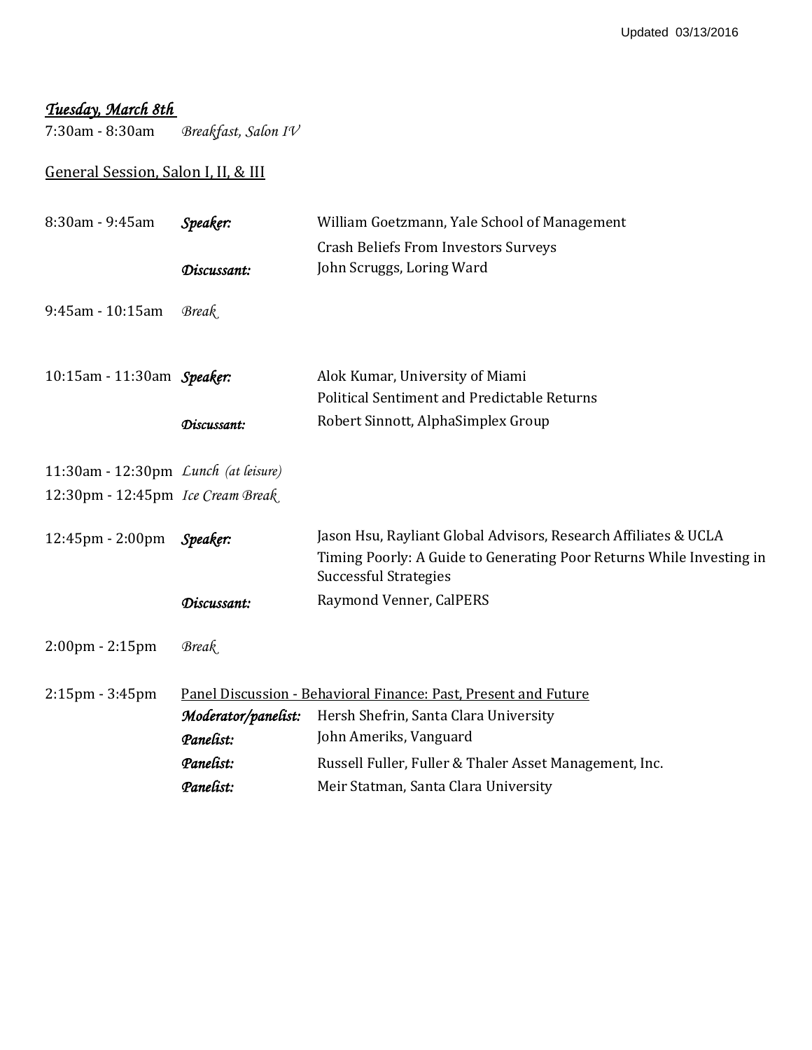Updated 03/13/2016

## *Tuesday, March 8th*

7:30am - 8:30am *Breakfast, Salon IV*

General Session, Salon I, II, & III

| | | |
|---|---|---|
| 8:30am - 9:45am | ***Speaker:*** | William Goetzmann, Yale School of Management<br>Crash Beliefs From Investors Surveys |
| | ***Discussant:*** | John Scruggs, Loring Ward |
| 9:45am - 10:15am | *Break* | |
| 10:15am - 11:30am | ***Speaker:*** | Alok Kumar, University of Miami<br>Political Sentiment and Predictable Returns |
| | ***Discussant:*** | Robert Sinnott, AlphaSimplex Group |
| 11:30am - 12:30pm | *Lunch (at leisure)* | |
| 12:30pm - 12:45pm | *Ice Cream Break* | |
| 12:45pm - 2:00pm | ***Speaker:*** | Jason Hsu, Rayliant Global Advisors, Research Affiliates & UCLA<br>Timing Poorly: A Guide to Generating Poor Returns While Investing in Successful Strategies |
| | ***Discussant:*** | Raymond Venner, CalPERS |
| 2:00pm - 2:15pm | *Break* | |
| 2:15pm - 3:45pm | Panel Discussion - Behavioral Finance: Past, Present and Future | |
| | ***Moderator/panelist:*** | Hersh Shefrin, Santa Clara University |
| | ***Panelist:*** | John Ameriks, Vanguard |
| | ***Panelist:*** | Russell Fuller, Fuller & Thaler Asset Management, Inc. |
| | ***Panelist:*** | Meir Statman, Santa Clara University |